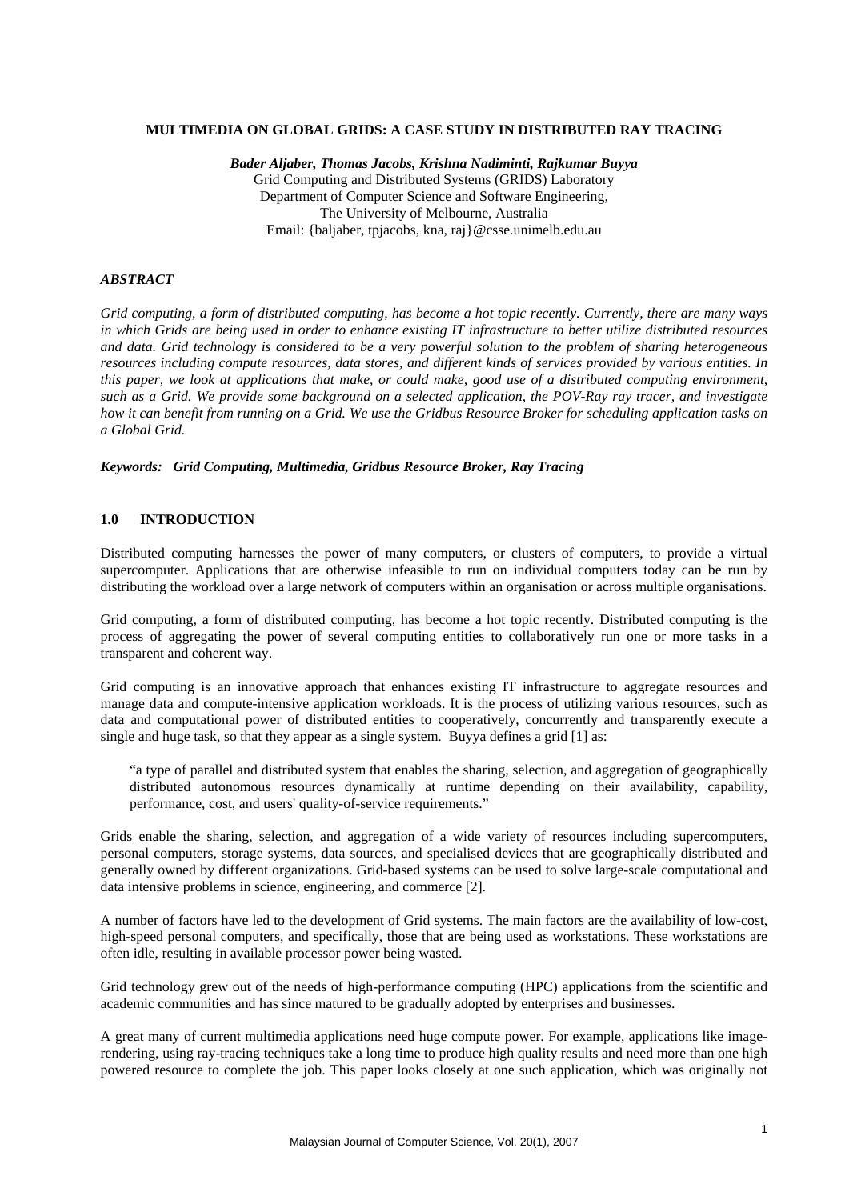# MULTIMEDIA ON GLOBAL GRIDS: A CASE STUDY IN DISTRIBUTED RAY TRACING

***Bader Aljaber, Thomas Jacobs, Krishna Nadiminti, Rajkumar Buyya***
Grid Computing and Distributed Systems (GRIDS) Laboratory
Department of Computer Science and Software Engineering,
The University of Melbourne, Australia
Email: {baljaber, tpjacobs, kna, raj}@csse.unimelb.edu.au

## *ABSTRACT*

*Grid computing, a form of distributed computing, has become a hot topic recently. Currently, there are many ways in which Grids are being used in order to enhance existing IT infrastructure to better utilize distributed resources and data. Grid technology is considered to be a very powerful solution to the problem of sharing heterogeneous resources including compute resources, data stores, and different kinds of services provided by various entities. In this paper, we look at applications that make, or could make, good use of a distributed computing environment, such as a Grid. We provide some background on a selected application, the POV-Ray ray tracer, and investigate how it can benefit from running on a Grid. We use the Gridbus Resource Broker for scheduling application tasks on a Global Grid.*

***Keywords: Grid Computing, Multimedia, Gridbus Resource Broker, Ray Tracing***

## 1.0 INTRODUCTION

Distributed computing harnesses the power of many computers, or clusters of computers, to provide a virtual supercomputer. Applications that are otherwise infeasible to run on individual computers today can be run by distributing the workload over a large network of computers within an organisation or across multiple organisations.

Grid computing, a form of distributed computing, has become a hot topic recently. Distributed computing is the process of aggregating the power of several computing entities to collaboratively run one or more tasks in a transparent and coherent way.

Grid computing is an innovative approach that enhances existing IT infrastructure to aggregate resources and manage data and compute-intensive application workloads. It is the process of utilizing various resources, such as data and computational power of distributed entities to cooperatively, concurrently and transparently execute a single and huge task, so that they appear as a single system. Buyya defines a grid [1] as:

> "a type of parallel and distributed system that enables the sharing, selection, and aggregation of geographically distributed autonomous resources dynamically at runtime depending on their availability, capability, performance, cost, and users' quality-of-service requirements."

Grids enable the sharing, selection, and aggregation of a wide variety of resources including supercomputers, personal computers, storage systems, data sources, and specialised devices that are geographically distributed and generally owned by different organizations. Grid-based systems can be used to solve large-scale computational and data intensive problems in science, engineering, and commerce [2].

A number of factors have led to the development of Grid systems. The main factors are the availability of low-cost, high-speed personal computers, and specifically, those that are being used as workstations. These workstations are often idle, resulting in available processor power being wasted.

Grid technology grew out of the needs of high-performance computing (HPC) applications from the scientific and academic communities and has since matured to be gradually adopted by enterprises and businesses.

A great many of current multimedia applications need huge compute power. For example, applications like image-rendering, using ray-tracing techniques take a long time to produce high quality results and need more than one high powered resource to complete the job. This paper looks closely at one such application, which was originally not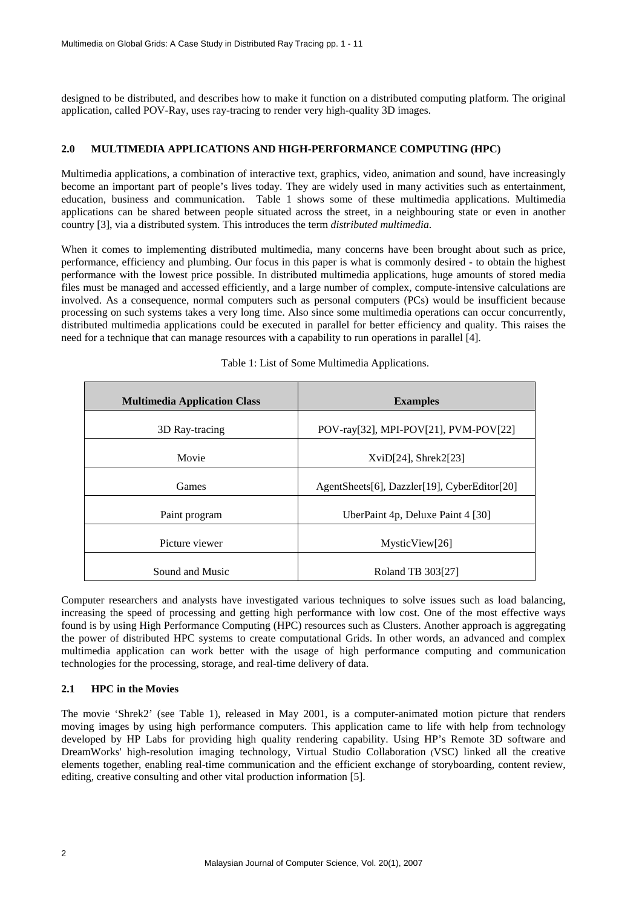designed to be distributed, and describes how to make it function on a distributed computing platform. The original application, called POV-Ray, uses ray-tracing to render very high-quality 3D images.

## 2.0 MULTIMEDIA APPLICATIONS AND HIGH-PERFORMANCE COMPUTING (HPC)

Multimedia applications, a combination of interactive text, graphics, video, animation and sound, have increasingly become an important part of people's lives today. They are widely used in many activities such as entertainment, education, business and communication. Table 1 shows some of these multimedia applications. Multimedia applications can be shared between people situated across the street, in a neighbouring state or even in another country [3], via a distributed system. This introduces the term *distributed multimedia*.

When it comes to implementing distributed multimedia, many concerns have been brought about such as price, performance, efficiency and plumbing. Our focus in this paper is what is commonly desired - to obtain the highest performance with the lowest price possible. In distributed multimedia applications, huge amounts of stored media files must be managed and accessed efficiently, and a large number of complex, compute-intensive calculations are involved. As a consequence, normal computers such as personal computers (PCs) would be insufficient because processing on such systems takes a very long time. Also since some multimedia operations can occur concurrently, distributed multimedia applications could be executed in parallel for better efficiency and quality. This raises the need for a technique that can manage resources with a capability to run operations in parallel [4].

Table 1: List of Some Multimedia Applications.

| Multimedia Application Class | Examples |
| --- | --- |
| 3D Ray-tracing | POV-ray[32], MPI-POV[21], PVM-POV[22] |
| Movie | XviD[24], Shrek2[23] |
| Games | AgentSheets[6], Dazzler[19], CyberEditor[20] |
| Paint program | UberPaint 4p, Deluxe Paint 4 [30] |
| Picture viewer | MysticView[26] |
| Sound and Music | Roland TB 303[27] |

Computer researchers and analysts have investigated various techniques to solve issues such as load balancing, increasing the speed of processing and getting high performance with low cost. One of the most effective ways found is by using High Performance Computing (HPC) resources such as Clusters. Another approach is aggregating the power of distributed HPC systems to create computational Grids. In other words, an advanced and complex multimedia application can work better with the usage of high performance computing and communication technologies for the processing, storage, and real-time delivery of data.

### 2.1 HPC in the Movies

The movie 'Shrek2' (see Table 1), released in May 2001, is a computer-animated motion picture that renders moving images by using high performance computers. This application came to life with help from technology developed by HP Labs for providing high quality rendering capability. Using HP's Remote 3D software and DreamWorks' high-resolution imaging technology, Virtual Studio Collaboration (VSC) linked all the creative elements together, enabling real-time communication and the efficient exchange of storyboarding, content review, editing, creative consulting and other vital production information [5].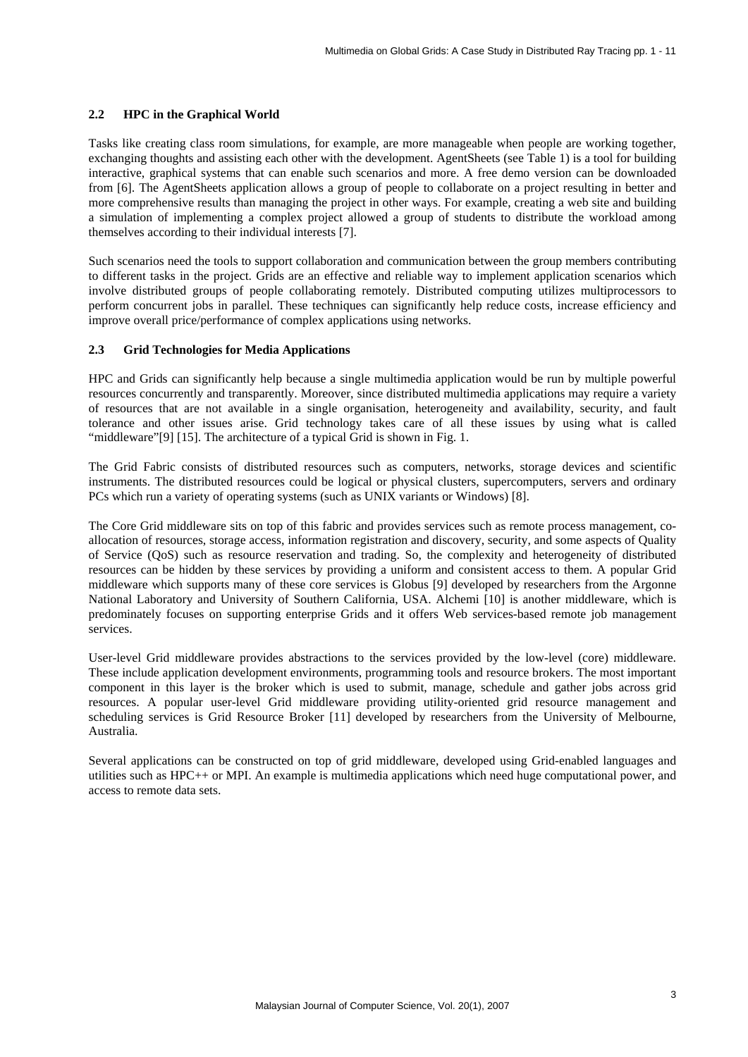### 2.2 HPC in the Graphical World

Tasks like creating class room simulations, for example, are more manageable when people are working together, exchanging thoughts and assisting each other with the development. AgentSheets (see Table 1) is a tool for building interactive, graphical systems that can enable such scenarios and more. A free demo version can be downloaded from [6]. The AgentSheets application allows a group of people to collaborate on a project resulting in better and more comprehensive results than managing the project in other ways. For example, creating a web site and building a simulation of implementing a complex project allowed a group of students to distribute the workload among themselves according to their individual interests [7].

Such scenarios need the tools to support collaboration and communication between the group members contributing to different tasks in the project. Grids are an effective and reliable way to implement application scenarios which involve distributed groups of people collaborating remotely. Distributed computing utilizes multiprocessors to perform concurrent jobs in parallel. These techniques can significantly help reduce costs, increase efficiency and improve overall price/performance of complex applications using networks.

### 2.3 Grid Technologies for Media Applications

HPC and Grids can significantly help because a single multimedia application would be run by multiple powerful resources concurrently and transparently. Moreover, since distributed multimedia applications may require a variety of resources that are not available in a single organisation, heterogeneity and availability, security, and fault tolerance and other issues arise. Grid technology takes care of all these issues by using what is called "middleware"[9] [15]. The architecture of a typical Grid is shown in Fig. 1.

The Grid Fabric consists of distributed resources such as computers, networks, storage devices and scientific instruments. The distributed resources could be logical or physical clusters, supercomputers, servers and ordinary PCs which run a variety of operating systems (such as UNIX variants or Windows) [8].

The Core Grid middleware sits on top of this fabric and provides services such as remote process management, co-allocation of resources, storage access, information registration and discovery, security, and some aspects of Quality of Service (QoS) such as resource reservation and trading. So, the complexity and heterogeneity of distributed resources can be hidden by these services by providing a uniform and consistent access to them. A popular Grid middleware which supports many of these core services is Globus [9] developed by researchers from the Argonne National Laboratory and University of Southern California, USA. Alchemi [10] is another middleware, which is predominately focuses on supporting enterprise Grids and it offers Web services-based remote job management services.

User-level Grid middleware provides abstractions to the services provided by the low-level (core) middleware. These include application development environments, programming tools and resource brokers. The most important component in this layer is the broker which is used to submit, manage, schedule and gather jobs across grid resources. A popular user-level Grid middleware providing utility-oriented grid resource management and scheduling services is Grid Resource Broker [11] developed by researchers from the University of Melbourne, Australia.

Several applications can be constructed on top of grid middleware, developed using Grid-enabled languages and utilities such as HPC++ or MPI. An example is multimedia applications which need huge computational power, and access to remote data sets.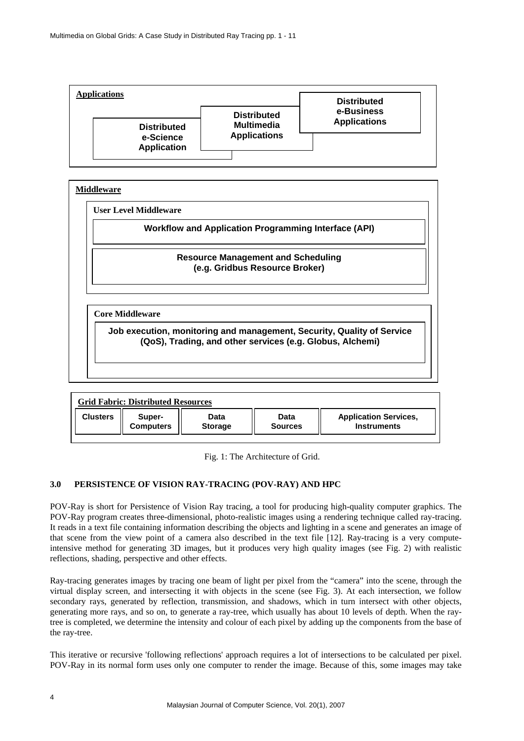**Applications**

Distributed e-Science Application | Distributed Multimedia Applications | Distributed e-Business Applications

**Middleware**

**User Level Middleware**

Workflow and Application Programming Interface (API)

Resource Management and Scheduling (e.g. Gridbus Resource Broker)

**Core Middleware**

Job execution, monitoring and management, Security, Quality of Service (QoS), Trading, and other services (e.g. Globus, Alchemi)

**Grid Fabric: Distributed Resources**

| Clusters | Super-Computers | Data Storage | Data Sources | Application Services, Instruments |
|---|---|---|---|---|

Fig. 1: The Architecture of Grid.

## 3.0 PERSISTENCE OF VISION RAY-TRACING (POV-RAY) AND HPC

POV-Ray is short for Persistence of Vision Ray tracing, a tool for producing high-quality computer graphics. The POV-Ray program creates three-dimensional, photo-realistic images using a rendering technique called ray-tracing. It reads in a text file containing information describing the objects and lighting in a scene and generates an image of that scene from the view point of a camera also described in the text file [12]. Ray-tracing is a very compute-intensive method for generating 3D images, but it produces very high quality images (see Fig. 2) with realistic reflections, shading, perspective and other effects.

Ray-tracing generates images by tracing one beam of light per pixel from the "camera" into the scene, through the virtual display screen, and intersecting it with objects in the scene (see Fig. 3). At each intersection, we follow secondary rays, generated by reflection, transmission, and shadows, which in turn intersect with other objects, generating more rays, and so on, to generate a ray-tree, which usually has about 10 levels of depth. When the ray-tree is completed, we determine the intensity and colour of each pixel by adding up the components from the base of the ray-tree.

This iterative or recursive 'following reflections' approach requires a lot of intersections to be calculated per pixel. POV-Ray in its normal form uses only one computer to render the image. Because of this, some images may take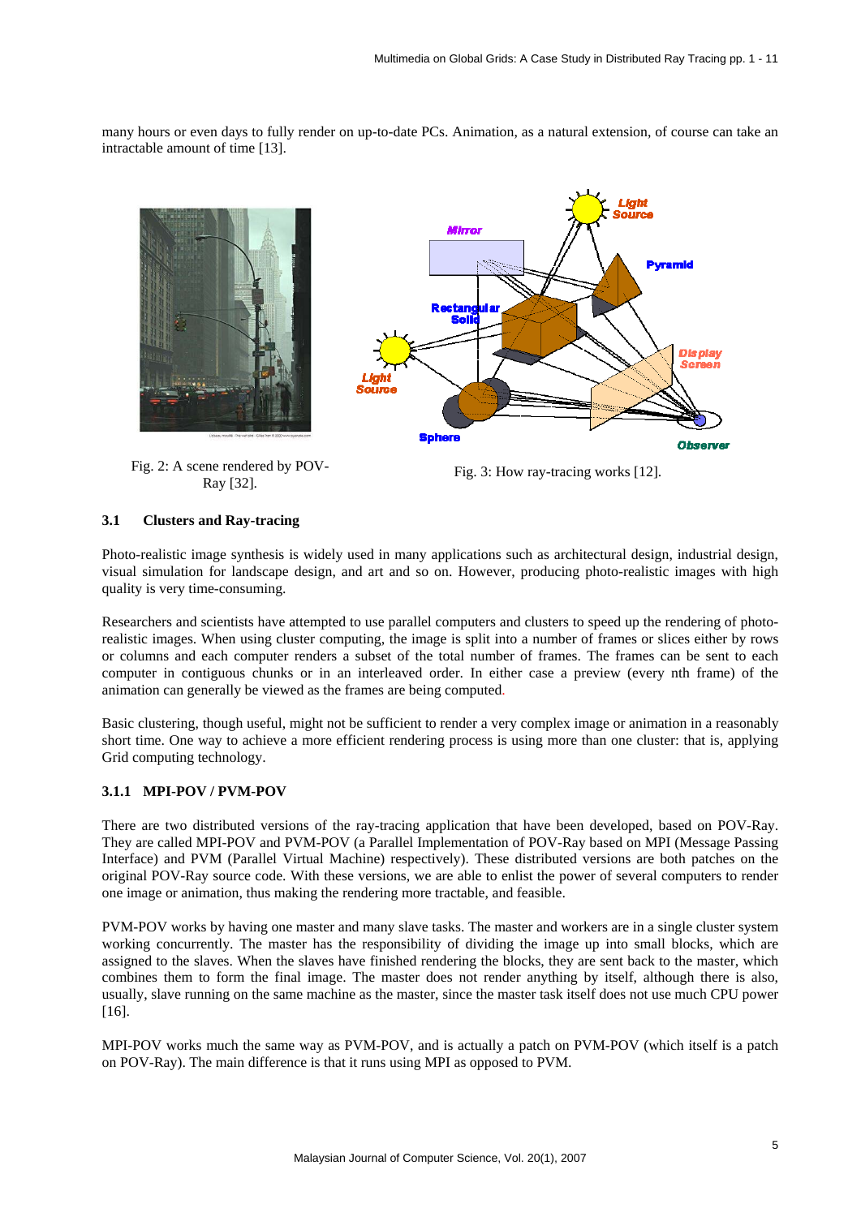many hours or even days to fully render on up-to-date PCs. Animation, as a natural extension, of course can take an intractable amount of time [13].

Fig. 2: A scene rendered by POV-Ray [32].

Fig. 3: How ray-tracing works [12].

### 3.1 Clusters and Ray-tracing

Photo-realistic image synthesis is widely used in many applications such as architectural design, industrial design, visual simulation for landscape design, and art and so on. However, producing photo-realistic images with high quality is very time-consuming.

Researchers and scientists have attempted to use parallel computers and clusters to speed up the rendering of photo-realistic images. When using cluster computing, the image is split into a number of frames or slices either by rows or columns and each computer renders a subset of the total number of frames. The frames can be sent to each computer in contiguous chunks or in an interleaved order. In either case a preview (every nth frame) of the animation can generally be viewed as the frames are being computed.

Basic clustering, though useful, might not be sufficient to render a very complex image or animation in a reasonably short time. One way to achieve a more efficient rendering process is using more than one cluster: that is, applying Grid computing technology.

#### 3.1.1 MPI-POV / PVM-POV

There are two distributed versions of the ray-tracing application that have been developed, based on POV-Ray. They are called MPI-POV and PVM-POV (a Parallel Implementation of POV-Ray based on MPI (Message Passing Interface) and PVM (Parallel Virtual Machine) respectively). These distributed versions are both patches on the original POV-Ray source code. With these versions, we are able to enlist the power of several computers to render one image or animation, thus making the rendering more tractable, and feasible.

PVM-POV works by having one master and many slave tasks. The master and workers are in a single cluster system working concurrently. The master has the responsibility of dividing the image up into small blocks, which are assigned to the slaves. When the slaves have finished rendering the blocks, they are sent back to the master, which combines them to form the final image. The master does not render anything by itself, although there is also, usually, slave running on the same machine as the master, since the master task itself does not use much CPU power [16].

MPI-POV works much the same way as PVM-POV, and is actually a patch on PVM-POV (which itself is a patch on POV-Ray). The main difference is that it runs using MPI as opposed to PVM.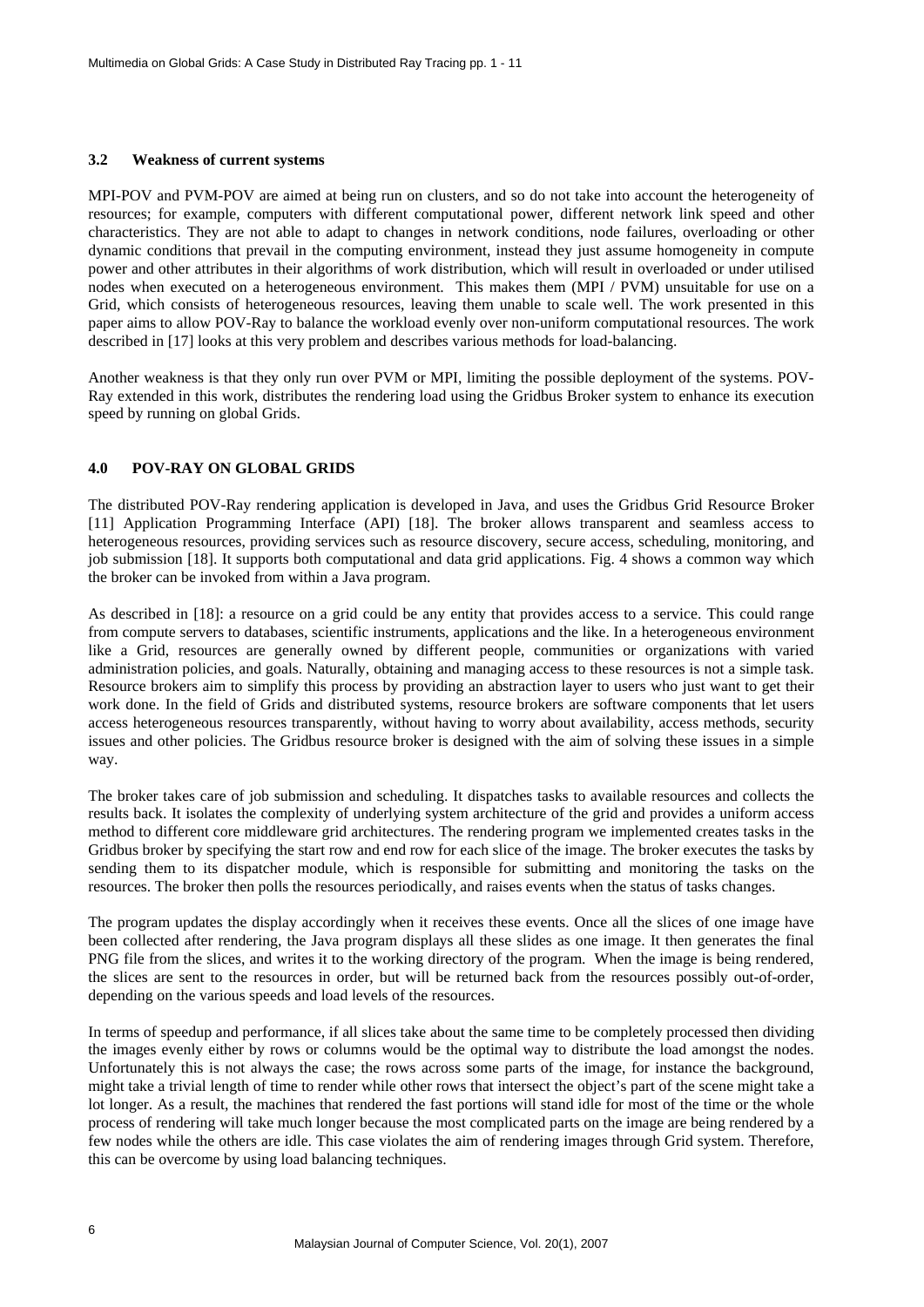### 3.2 Weakness of current systems

MPI-POV and PVM-POV are aimed at being run on clusters, and so do not take into account the heterogeneity of resources; for example, computers with different computational power, different network link speed and other characteristics. They are not able to adapt to changes in network conditions, node failures, overloading or other dynamic conditions that prevail in the computing environment, instead they just assume homogeneity in compute power and other attributes in their algorithms of work distribution, which will result in overloaded or under utilised nodes when executed on a heterogeneous environment. This makes them (MPI / PVM) unsuitable for use on a Grid, which consists of heterogeneous resources, leaving them unable to scale well. The work presented in this paper aims to allow POV-Ray to balance the workload evenly over non-uniform computational resources. The work described in [17] looks at this very problem and describes various methods for load-balancing.

Another weakness is that they only run over PVM or MPI, limiting the possible deployment of the systems. POV-Ray extended in this work, distributes the rendering load using the Gridbus Broker system to enhance its execution speed by running on global Grids.

## 4.0 POV-RAY ON GLOBAL GRIDS

The distributed POV-Ray rendering application is developed in Java, and uses the Gridbus Grid Resource Broker [11] Application Programming Interface (API) [18]. The broker allows transparent and seamless access to heterogeneous resources, providing services such as resource discovery, secure access, scheduling, monitoring, and job submission [18]. It supports both computational and data grid applications. Fig. 4 shows a common way which the broker can be invoked from within a Java program.

As described in [18]: a resource on a grid could be any entity that provides access to a service. This could range from compute servers to databases, scientific instruments, applications and the like. In a heterogeneous environment like a Grid, resources are generally owned by different people, communities or organizations with varied administration policies, and goals. Naturally, obtaining and managing access to these resources is not a simple task. Resource brokers aim to simplify this process by providing an abstraction layer to users who just want to get their work done. In the field of Grids and distributed systems, resource brokers are software components that let users access heterogeneous resources transparently, without having to worry about availability, access methods, security issues and other policies. The Gridbus resource broker is designed with the aim of solving these issues in a simple way.

The broker takes care of job submission and scheduling. It dispatches tasks to available resources and collects the results back. It isolates the complexity of underlying system architecture of the grid and provides a uniform access method to different core middleware grid architectures. The rendering program we implemented creates tasks in the Gridbus broker by specifying the start row and end row for each slice of the image. The broker executes the tasks by sending them to its dispatcher module, which is responsible for submitting and monitoring the tasks on the resources. The broker then polls the resources periodically, and raises events when the status of tasks changes.

The program updates the display accordingly when it receives these events. Once all the slices of one image have been collected after rendering, the Java program displays all these slides as one image. It then generates the final PNG file from the slices, and writes it to the working directory of the program. When the image is being rendered, the slices are sent to the resources in order, but will be returned back from the resources possibly out-of-order, depending on the various speeds and load levels of the resources.

In terms of speedup and performance, if all slices take about the same time to be completely processed then dividing the images evenly either by rows or columns would be the optimal way to distribute the load amongst the nodes. Unfortunately this is not always the case; the rows across some parts of the image, for instance the background, might take a trivial length of time to render while other rows that intersect the object's part of the scene might take a lot longer. As a result, the machines that rendered the fast portions will stand idle for most of the time or the whole process of rendering will take much longer because the most complicated parts on the image are being rendered by a few nodes while the others are idle. This case violates the aim of rendering images through Grid system. Therefore, this can be overcome by using load balancing techniques.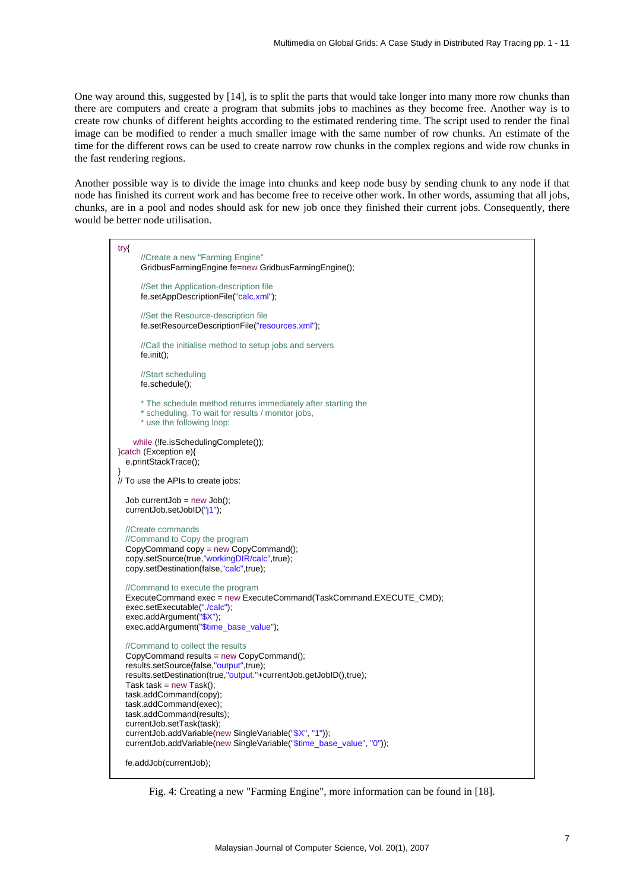One way around this, suggested by [14], is to split the parts that would take longer into many more row chunks than there are computers and create a program that submits jobs to machines as they become free. Another way is to create row chunks of different heights according to the estimated rendering time. The script used to render the final image can be modified to render a much smaller image with the same number of row chunks. An estimate of the time for the different rows can be used to create narrow row chunks in the complex regions and wide row chunks in the fast rendering regions.

Another possible way is to divide the image into chunks and keep node busy by sending chunk to any node if that node has finished its current work and has become free to receive other work. In other words, assuming that all jobs, chunks, are in a pool and nodes should ask for new job once they finished their current jobs. Consequently, there would be better node utilisation.

```
try{
        //Create a new "Farming Engine"
        GridbusFarmingEngine fe=new GridbusFarmingEngine();

        //Set the Application-description file
        fe.setAppDescriptionFile("calc.xml");

        //Set the Resource-description file
        fe.setResourceDescriptionFile("resources.xml");

        //Call the initialise method to setup jobs and servers
        fe.init();

        //Start scheduling
        fe.schedule();

        * The schedule method returns immediately after starting the
        * scheduling. To wait for results / monitor jobs,
        * use the following loop:

      while (!fe.isSchedulingComplete());
}catch (Exception e){
   e.printStackTrace();
}
// To use the APIs to create jobs:

   Job currentJob = new Job();
   currentJob.setJobID("j1");

   //Create commands
   //Command to Copy the program
   CopyCommand copy = new CopyCommand();
   copy.setSource(true,"workingDIR/calc",true);
   copy.setDestination(false,"calc",true);

   //Command to execute the program
   ExecuteCommand exec = new ExecuteCommand(TaskCommand.EXECUTE_CMD);
   exec.setExecutable("./calc");
   exec.addArgument("$X");
   exec.addArgument("$time_base_value");

   //Command to collect the results
   CopyCommand results = new CopyCommand();
   results.setSource(false,"output",true);
   results.setDestination(true,"output."+currentJob.getJobID(),true);
   Task task = new Task();
   task.addCommand(copy);
   task.addCommand(exec);
   task.addCommand(results);
   currentJob.setTask(task);
   currentJob.addVariable(new SingleVariable("$X", "1"));
   currentJob.addVariable(new SingleVariable("$time_base_value", "0"));

   fe.addJob(currentJob);
```

Fig. 4: Creating a new "Farming Engine", more information can be found in [18].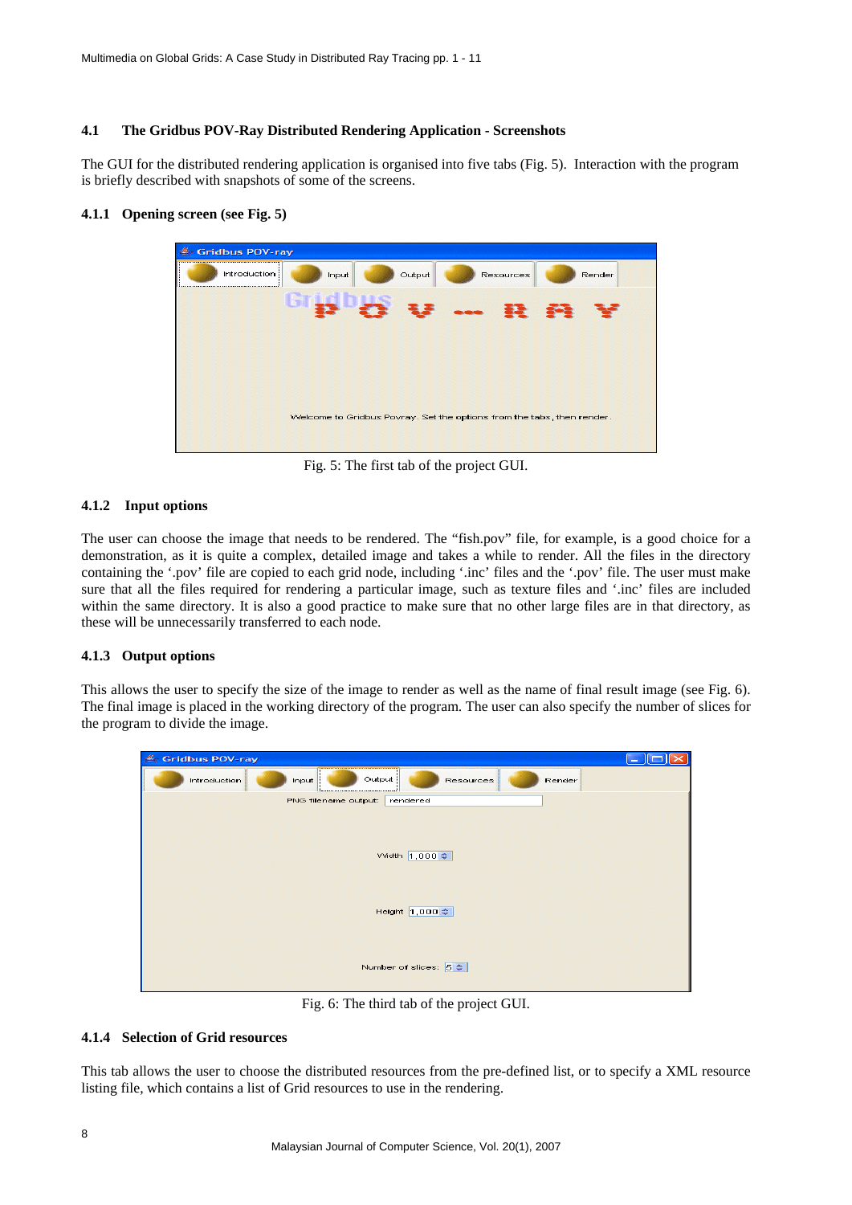### 4.1 The Gridbus POV-Ray Distributed Rendering Application - Screenshots

The GUI for the distributed rendering application is organised into five tabs (Fig. 5). Interaction with the program is briefly described with snapshots of some of the screens.

#### 4.1.1 Opening screen (see Fig. 5)

Fig. 5: The first tab of the project GUI.

#### 4.1.2 Input options

The user can choose the image that needs to be rendered. The "fish.pov" file, for example, is a good choice for a demonstration, as it is quite a complex, detailed image and takes a while to render. All the files in the directory containing the '.pov' file are copied to each grid node, including '.inc' files and the '.pov' file. The user must make sure that all the files required for rendering a particular image, such as texture files and '.inc' files are included within the same directory. It is also a good practice to make sure that no other large files are in that directory, as these will be unnecessarily transferred to each node.

#### 4.1.3 Output options

This allows the user to specify the size of the image to render as well as the name of final result image (see Fig. 6). The final image is placed in the working directory of the program. The user can also specify the number of slices for the program to divide the image.

Fig. 6: The third tab of the project GUI.

#### 4.1.4 Selection of Grid resources

This tab allows the user to choose the distributed resources from the pre-defined list, or to specify a XML resource listing file, which contains a list of Grid resources to use in the rendering.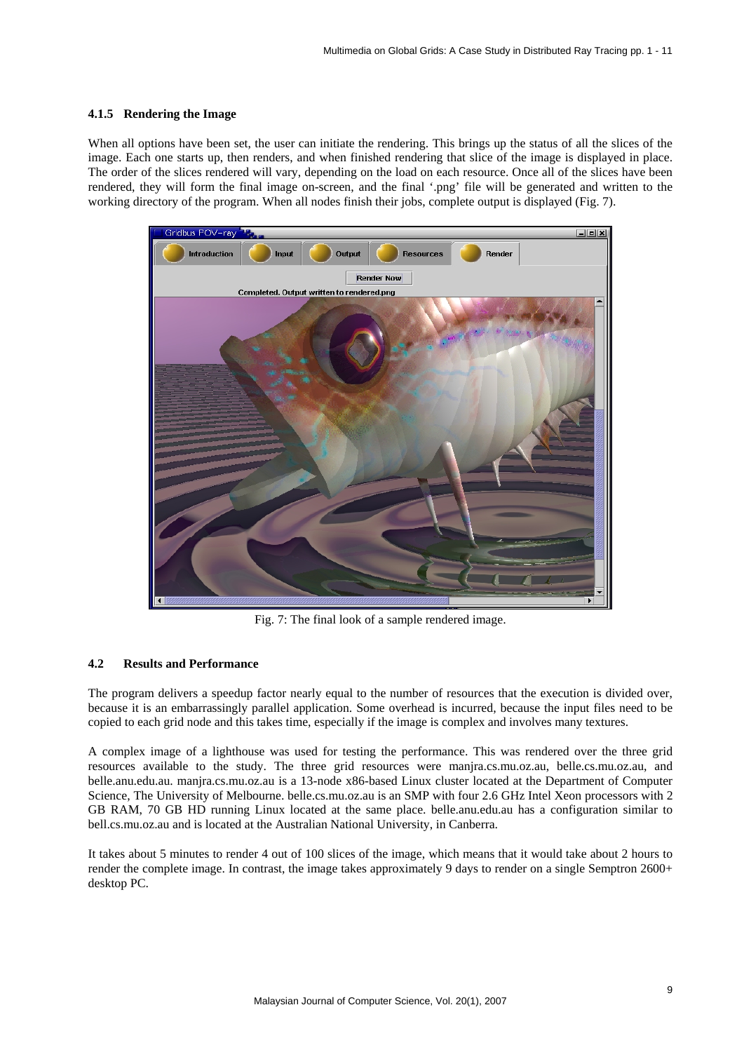#### 4.1.5 Rendering the Image

When all options have been set, the user can initiate the rendering. This brings up the status of all the slices of the image. Each one starts up, then renders, and when finished rendering that slice of the image is displayed in place. The order of the slices rendered will vary, depending on the load on each resource. Once all of the slices have been rendered, they will form the final image on-screen, and the final '.png' file will be generated and written to the working directory of the program. When all nodes finish their jobs, complete output is displayed (Fig. 7).

Fig. 7: The final look of a sample rendered image.

### 4.2 Results and Performance

The program delivers a speedup factor nearly equal to the number of resources that the execution is divided over, because it is an embarrassingly parallel application. Some overhead is incurred, because the input files need to be copied to each grid node and this takes time, especially if the image is complex and involves many textures.

A complex image of a lighthouse was used for testing the performance. This was rendered over the three grid resources available to the study. The three grid resources were manjra.cs.mu.oz.au, belle.cs.mu.oz.au, and belle.anu.edu.au. manjra.cs.mu.oz.au is a 13-node x86-based Linux cluster located at the Department of Computer Science, The University of Melbourne. belle.cs.mu.oz.au is an SMP with four 2.6 GHz Intel Xeon processors with 2 GB RAM, 70 GB HD running Linux located at the same place. belle.anu.edu.au has a configuration similar to bell.cs.mu.oz.au and is located at the Australian National University, in Canberra.

It takes about 5 minutes to render 4 out of 100 slices of the image, which means that it would take about 2 hours to render the complete image. In contrast, the image takes approximately 9 days to render on a single Semptron 2600+ desktop PC.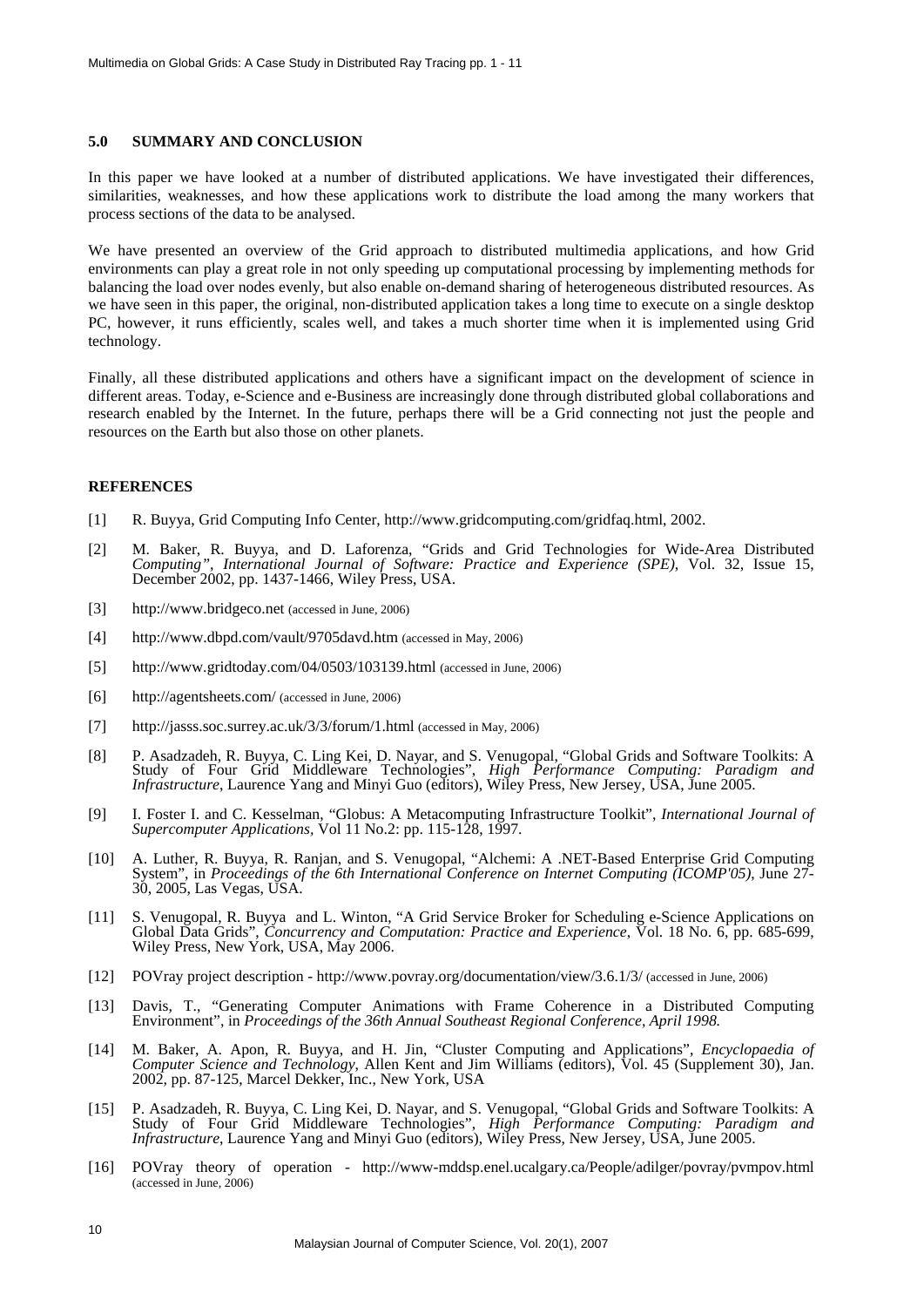## 5.0 SUMMARY AND CONCLUSION

In this paper we have looked at a number of distributed applications. We have investigated their differences, similarities, weaknesses, and how these applications work to distribute the load among the many workers that process sections of the data to be analysed.

We have presented an overview of the Grid approach to distributed multimedia applications, and how Grid environments can play a great role in not only speeding up computational processing by implementing methods for balancing the load over nodes evenly, but also enable on-demand sharing of heterogeneous distributed resources. As we have seen in this paper, the original, non-distributed application takes a long time to execute on a single desktop PC, however, it runs efficiently, scales well, and takes a much shorter time when it is implemented using Grid technology.

Finally, all these distributed applications and others have a significant impact on the development of science in different areas. Today, e-Science and e-Business are increasingly done through distributed global collaborations and research enabled by the Internet. In the future, perhaps there will be a Grid connecting not just the people and resources on the Earth but also those on other planets.

## REFERENCES

[1] R. Buyya, Grid Computing Info Center, http://www.gridcomputing.com/gridfaq.html, 2002.

[2] M. Baker, R. Buyya, and D. Laforenza, "Grids and Grid Technologies for Wide-Area Distributed Computing", *International Journal of Software: Practice and Experience (SPE)*, Vol. 32, Issue 15, December 2002, pp. 1437-1466, Wiley Press, USA.

[3] http://www.bridgeco.net (accessed in June, 2006)

[4] http://www.dbpd.com/vault/9705davd.htm (accessed in May, 2006)

[5] http://www.gridtoday.com/04/0503/103139.html (accessed in June, 2006)

[6] http://agentsheets.com/ (accessed in June, 2006)

[7] http://jasss.soc.surrey.ac.uk/3/3/forum/1.html (accessed in May, 2006)

[8] P. Asadzadeh, R. Buyya, C. Ling Kei, D. Nayar, and S. Venugopal, "Global Grids and Software Toolkits: A Study of Four Grid Middleware Technologies", *High Performance Computing: Paradigm and Infrastructure*, Laurence Yang and Minyi Guo (editors), Wiley Press, New Jersey, USA, June 2005.

[9] I. Foster I. and C. Kesselman, "Globus: A Metacomputing Infrastructure Toolkit", *International Journal of Supercomputer Applications,* Vol 11 No.2: pp. 115-128, 1997.

[10] A. Luther, R. Buyya, R. Ranjan, and S. Venugopal, "Alchemi: A .NET-Based Enterprise Grid Computing System", in *Proceedings of the 6th International Conference on Internet Computing (ICOMP'05)*, June 27-30, 2005, Las Vegas, USA.

[11] S. Venugopal, R. Buyya and L. Winton, "A Grid Service Broker for Scheduling e-Science Applications on Global Data Grids", *Concurrency and Computation: Practice and Experience*, Vol. 18 No. 6, pp. 685-699, Wiley Press, New York, USA, May 2006.

[12] POVray project description - http://www.povray.org/documentation/view/3.6.1/3/ (accessed in June, 2006)

[13] Davis, T., "Generating Computer Animations with Frame Coherence in a Distributed Computing Environment", in *Proceedings of the 36th Annual Southeast Regional Conference, April 1998.*

[14] M. Baker, A. Apon, R. Buyya, and H. Jin, "Cluster Computing and Applications", *Encyclopaedia of Computer Science and Technology*, Allen Kent and Jim Williams (editors), Vol. 45 (Supplement 30), Jan. 2002, pp. 87-125, Marcel Dekker, Inc., New York, USA

[15] P. Asadzadeh, R. Buyya, C. Ling Kei, D. Nayar, and S. Venugopal, "Global Grids and Software Toolkits: A Study of Four Grid Middleware Technologies", *High Performance Computing: Paradigm and Infrastructure*, Laurence Yang and Minyi Guo (editors), Wiley Press, New Jersey, USA, June 2005.

[16] POVray theory of operation - http://www-mddsp.enel.ucalgary.ca/People/adilger/povray/pvmpov.html (accessed in June, 2006)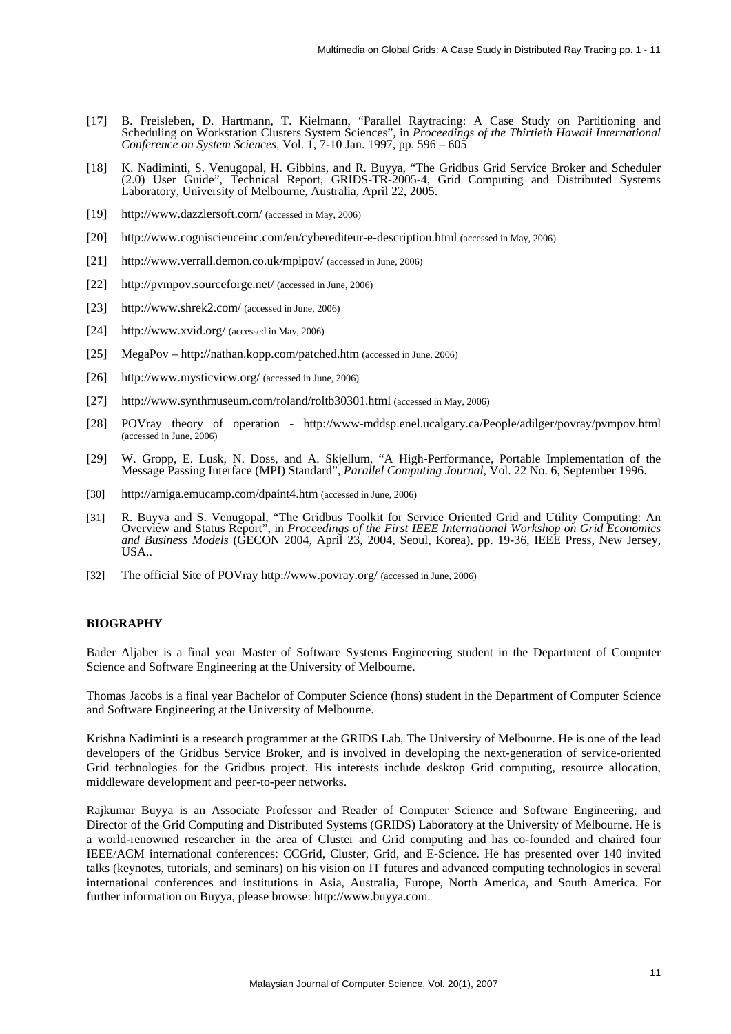[17] B. Freisleben, D. Hartmann, T. Kielmann, "Parallel Raytracing: A Case Study on Partitioning and Scheduling on Workstation Clusters System Sciences", in *Proceedings of the Thirtieth Hawaii International Conference on System Sciences*, Vol. 1, 7-10 Jan. 1997, pp. 596 – 605

[18] K. Nadiminti, S. Venugopal, H. Gibbins, and R. Buyya, "The Gridbus Grid Service Broker and Scheduler (2.0) User Guide", Technical Report, GRIDS-TR-2005-4, Grid Computing and Distributed Systems Laboratory, University of Melbourne, Australia, April 22, 2005.

[19] http://www.dazzlersoft.com/ (accessed in May, 2006)

[20] http://www.cognscienceinc.com/en/cyberediteur-e-description.html (accessed in May, 2006)

[21] http://www.verrall.demon.co.uk/mpipov/ (accessed in June, 2006)

[22] http://pvmpov.sourceforge.net/ (accessed in June, 2006)

[23] http://www.shrek2.com/ (accessed in June, 2006)

[24] http://www.xvid.org/ (accessed in May, 2006)

[25] MegaPov – http://nathan.kopp.com/patched.htm (accessed in June, 2006)

[26] http://www.mysticview.org/ (accessed in June, 2006)

[27] http://www.synthmuseum.com/roland/roltb30301.html (accessed in May, 2006)

[28] POVray theory of operation - http://www-mddsp.enel.ucalgary.ca/People/adilger/povray/pvmpov.html (accessed in June, 2006)

[29] W. Gropp, E. Lusk, N. Doss, and A. Skjellum, "A High-Performance, Portable Implementation of the Message Passing Interface (MPI) Standard", *Parallel Computing Journal*, Vol. 22 No. 6, September 1996.

[30] http://amiga.emucamp.com/dpaint4.htm (accessed in June, 2006)

[31] R. Buyya and S. Venugopal, "The Gridbus Toolkit for Service Oriented Grid and Utility Computing: An Overview and Status Report", in *Proceedings of the First IEEE International Workshop on Grid Economics and Business Models* (GECON 2004, April 23, 2004, Seoul, Korea), pp. 19-36, IEEE Press, New Jersey, USA..

[32] The official Site of POVray http://www.povray.org/ (accessed in June, 2006)

## BIOGRAPHY

Bader Aljaber is a final year Master of Software Systems Engineering student in the Department of Computer Science and Software Engineering at the University of Melbourne.

Thomas Jacobs is a final year Bachelor of Computer Science (hons) student in the Department of Computer Science and Software Engineering at the University of Melbourne.

Krishna Nadiminti is a research programmer at the GRIDS Lab, The University of Melbourne. He is one of the lead developers of the Gridbus Service Broker, and is involved in developing the next-generation of service-oriented Grid technologies for the Gridbus project. His interests include desktop Grid computing, resource allocation, middleware development and peer-to-peer networks.

Rajkumar Buyya is an Associate Professor and Reader of Computer Science and Software Engineering, and Director of the Grid Computing and Distributed Systems (GRIDS) Laboratory at the University of Melbourne. He is a world-renowned researcher in the area of Cluster and Grid computing and has co-founded and chaired four IEEE/ACM international conferences: CCGrid, Cluster, Grid, and E-Science. He has presented over 140 invited talks (keynotes, tutorials, and seminars) on his vision on IT futures and advanced computing technologies in several international conferences and institutions in Asia, Australia, Europe, North America, and South America. For further information on Buyya, please browse: http://www.buyya.com.